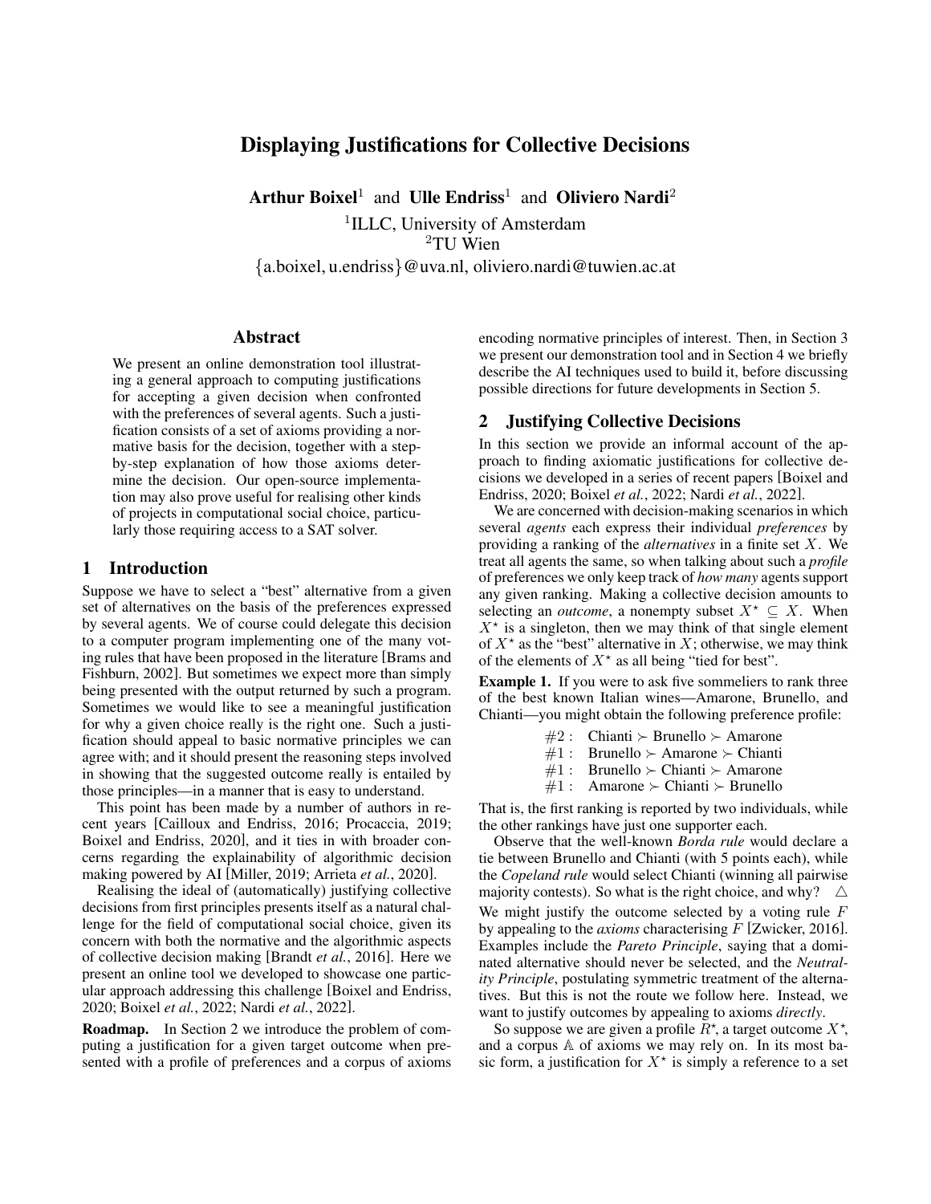# Displaying Justifications for Collective Decisions

**Arthur Boixel**[1] and **Ulle Endriss**[1] and **Oliviero Nardi**[2]

[1]ILLC, University of Amsterdam
[2]TU Wien

{a.boixel, u.endriss}@uva.nl, oliviero.nardi@tuwien.ac.at

## Abstract

We present an online demonstration tool illustrating a general approach to computing justifications for accepting a given decision when confronted with the preferences of several agents. Such a justification consists of a set of axioms providing a normative basis for the decision, together with a step-by-step explanation of how those axioms determine the decision. Our open-source implementation may also prove useful for realising other kinds of projects in computational social choice, particularly those requiring access to a SAT solver.

## 1 Introduction

Suppose we have to select a "best" alternative from a given set of alternatives on the basis of the preferences expressed by several agents. We of course could delegate this decision to a computer program implementing one of the many voting rules that have been proposed in the literature [Brams and Fishburn, 2002]. But sometimes we expect more than simply being presented with the output returned by such a program. Sometimes we would like to see a meaningful justification for why a given choice really is the right one. Such a justification should appeal to basic normative principles we can agree with; and it should present the reasoning steps involved in showing that the suggested outcome really is entailed by those principles—in a manner that is easy to understand.

This point has been made by a number of authors in recent years [Cailloux and Endriss, 2016; Procaccia, 2019; Boixel and Endriss, 2020], and it ties in with broader concerns regarding the explainability of algorithmic decision making powered by AI [Miller, 2019; Arrieta *et al.*, 2020].

Realising the ideal of (automatically) justifying collective decisions from first principles presents itself as a natural challenge for the field of computational social choice, given its concern with both the normative and the algorithmic aspects of collective decision making [Brandt *et al.*, 2016]. Here we present an online tool we developed to showcase one particular approach addressing this challenge [Boixel and Endriss, 2020; Boixel *et al.*, 2022; Nardi *et al.*, 2022].

**Roadmap.** In Section 2 we introduce the problem of computing a justification for a given target outcome when presented with a profile of preferences and a corpus of axioms encoding normative principles of interest. Then, in Section 3 we present our demonstration tool and in Section 4 we briefly describe the AI techniques used to build it, before discussing possible directions for future developments in Section 5.

## 2 Justifying Collective Decisions

In this section we provide an informal account of the approach to finding axiomatic justifications for collective decisions we developed in a series of recent papers [Boixel and Endriss, 2020; Boixel *et al.*, 2022; Nardi *et al.*, 2022].

We are concerned with decision-making scenarios in which several *agents* each express their individual *preferences* by providing a ranking of the *alternatives* in a finite set $X$. We treat all agents the same, so when talking about such a *profile* of preferences we only keep track of *how many* agents support any given ranking. Making a collective decision amounts to selecting an *outcome*, a nonempty subset $X^\star \subseteq X$. When $X^\star$ is a singleton, then we may think of that single element of $X^\star$ as the "best" alternative in $X$; otherwise, we may think of the elements of $X^\star$ as all being "tied for best".

**Example 1.** If you were to ask five sommeliers to rank three of the best known Italian wines—Amarone, Brunello, and Chianti—you might obtain the following preference profile:

$$\begin{array}{ll} \#2: & \text{Chianti} \succ \text{Brunello} \succ \text{Amarone} \\ \#1: & \text{Brunello} \succ \text{Amarone} \succ \text{Chianti} \\ \#1: & \text{Brunello} \succ \text{Chianti} \succ \text{Amarone} \\ \#1: & \text{Amarone} \succ \text{Chianti} \succ \text{Brunello} \end{array}$$

That is, the first ranking is reported by two individuals, while the other rankings have just one supporter each.

Observe that the well-known *Borda rule* would declare a tie between Brunello and Chianti (with 5 points each), while the *Copeland rule* would select Chianti (winning all pairwise majority contests). So what is the right choice, and why? $\triangle$

We might justify the outcome selected by a voting rule $F$ by appealing to the *axioms* characterising $F$ [Zwicker, 2016]. Examples include the *Pareto Principle*, saying that a dominated alternative should never be selected, and the *Neutrality Principle*, postulating symmetric treatment of the alternatives. But this is not the route we follow here. Instead, we want to justify outcomes by appealing to axioms *directly*.

So suppose we are given a profile $R^\star$, a target outcome $X^\star$, and a corpus $\mathbb{A}$ of axioms we may rely on. In its most basic form, a justification for $X^\star$ is simply a reference to a set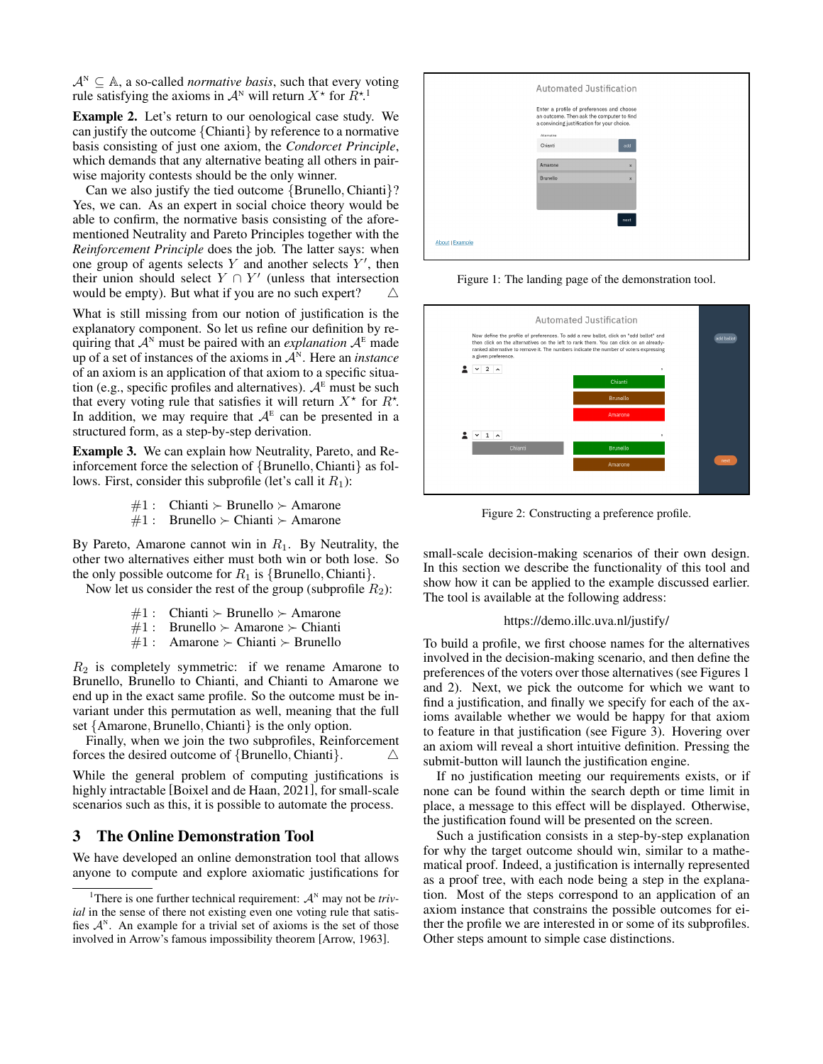$\mathcal{A}^{\mathrm{N}} \subseteq \mathbb{A}$, a so-called *normative basis*, such that every voting rule satisfying the axioms in $\mathcal{A}^{\mathrm{N}}$ will return $X^\star$ for $R^\star$.[1]

**Example 2.** Let's return to our oenological case study. We can justify the outcome {Chianti} by reference to a normative basis consisting of just one axiom, the *Condorcet Principle*, which demands that any alternative beating all others in pairwise majority contests should be the only winner.

Can we also justify the tied outcome {Brunello, Chianti}? Yes, we can. As an expert in social choice theory would be able to confirm, the normative basis consisting of the aforementioned Neutrality and Pareto Principles together with the *Reinforcement Principle* does the job. The latter says: when one group of agents selects $Y$ and another selects $Y'$, then their union should select $Y \cap Y'$ (unless that intersection would be empty). But what if you are no such expert? △

What is still missing from our notion of justification is the explanatory component. So let us refine our definition by requiring that $\mathcal{A}^{\mathrm{N}}$ must be paired with an *explanation* $\mathcal{A}^{\mathrm{E}}$ made up of a set of instances of the axioms in $\mathcal{A}^{\mathrm{N}}$. Here an *instance* of an axiom is an application of that axiom to a specific situation (e.g., specific profiles and alternatives). $\mathcal{A}^{\mathrm{E}}$ must be such that every voting rule that satisfies it will return $X^\star$ for $R^\star$. In addition, we may require that $\mathcal{A}^{\mathrm{E}}$ can be presented in a structured form, as a step-by-step derivation.

**Example 3.** We can explain how Neutrality, Pareto, and Reinforcement force the selection of {Brunello, Chianti} as follows. First, consider this subprofile (let's call it $R_1$):

$$\#1: \text{Chianti} \succ \text{Brunello} \succ \text{Amarone}$$
$$\#1: \text{Brunello} \succ \text{Chianti} \succ \text{Amarone}$$

By Pareto, Amarone cannot win in $R_1$. By Neutrality, the other two alternatives either must both win or both lose. So the only possible outcome for $R_1$ is {Brunello, Chianti}.

Now let us consider the rest of the group (subprofile $R_2$):

$$\#1: \text{Chianti} \succ \text{Brunello} \succ \text{Amarone}$$
$$\#1: \text{Brunello} \succ \text{Amarone} \succ \text{Chianti}$$
$$\#1: \text{Amarone} \succ \text{Chianti} \succ \text{Brunello}$$

$R_2$ is completely symmetric: if we rename Amarone to Brunello, Brunello to Chianti, and Chianti to Amarone we end up in the exact same profile. So the outcome must be invariant under this permutation as well, meaning that the full set {Amarone, Brunello, Chianti} is the only option.

Finally, when we join the two subprofiles, Reinforcement forces the desired outcome of {Brunello, Chianti}. △

While the general problem of computing justifications is highly intractable [Boixel and de Haan, 2021], for small-scale scenarios such as this, it is possible to automate the process.

## 3 The Online Demonstration Tool

We have developed an online demonstration tool that allows anyone to compute and explore axiomatic justifications for small-scale decision-making scenarios of their own design. In this section we describe the functionality of this tool and show how it can be applied to the example discussed earlier. The tool is available at the following address:

https://demo.illc.uva.nl/justify/

Figure 1: The landing page of the demonstration tool.

Figure 2: Constructing a preference profile.

To build a profile, we first choose names for the alternatives involved in the decision-making scenario, and then define the preferences of the voters over those alternatives (see Figures 1 and 2). Next, we pick the outcome for which we want to find a justification, and finally we specify for each of the axioms available whether we would be happy for that axiom to feature in that justification (see Figure 3). Hovering over an axiom will reveal a short intuitive definition. Pressing the submit-button will launch the justification engine.

If no justification meeting our requirements exists, or if none can be found within the search depth or time limit in place, a message to this effect will be displayed. Otherwise, the justification found will be presented on the screen.

Such a justification consists in a step-by-step explanation for why the target outcome should win, similar to a mathematical proof. Indeed, a justification is internally represented as a proof tree, with each node being a step in the explanation. Most of the steps correspond to an application of an axiom instance that constrains the possible outcomes for either the profile we are interested in or some of its subprofiles. Other steps amount to simple case distinctions.

[1] There is one further technical requirement: $\mathcal{A}^{\mathrm{N}}$ may not be *trivial* in the sense of there not existing even one voting rule that satisfies $\mathcal{A}^{\mathrm{N}}$. An example for a trivial set of axioms is the set of those involved in Arrow's famous impossibility theorem [Arrow, 1963].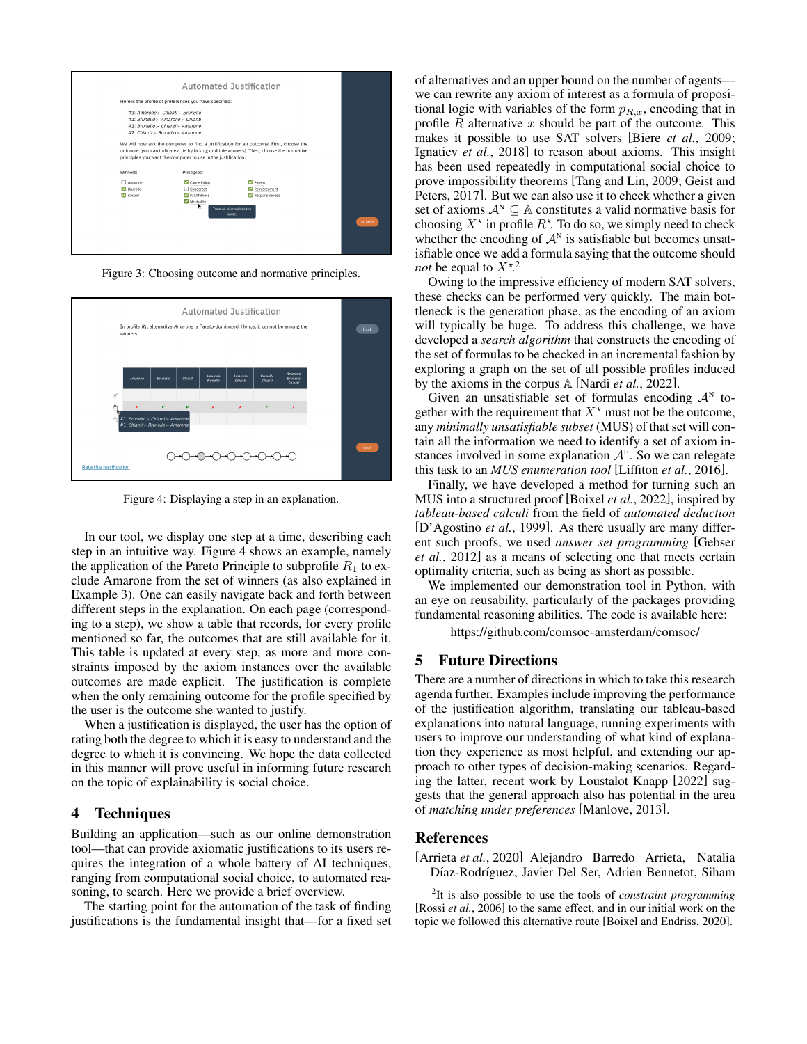Figure 3: Choosing outcome and normative principles.

Figure 4: Displaying a step in an explanation.

In our tool, we display one step at a time, describing each step in an intuitive way. Figure 4 shows an example, namely the application of the Pareto Principle to subprofile $R_1$ to exclude Amarone from the set of winners (as also explained in Example 3). One can easily navigate back and forth between different steps in the explanation. On each page (corresponding to a step), we show a table that records, for every profile mentioned so far, the outcomes that are still available for it. This table is updated at every step, as more and more constraints imposed by the axiom instances over the available outcomes are made explicit. The justification is complete when the only remaining outcome for the profile specified by the user is the outcome she wanted to justify.

When a justification is displayed, the user has the option of rating both the degree to which it is easy to understand and the degree to which it is convincing. We hope the data collected in this manner will prove useful in informing future research on the topic of explainability is social choice.

## 4 Techniques

Building an application—such as our online demonstration tool—that can provide axiomatic justifications to its users requires the integration of a whole battery of AI techniques, ranging from computational social choice, to automated reasoning, to search. Here we provide a brief overview.

The starting point for the automation of the task of finding justifications is the fundamental insight that—for a fixed set of alternatives and an upper bound on the number of agents—we can rewrite any axiom of interest as a formula of propositional logic with variables of the form $p_{R,x}$, encoding that in profile $R$ alternative $x$ should be part of the outcome. This makes it possible to use SAT solvers [Biere *et al.*, 2009; Ignatiev *et al.*, 2018] to reason about axioms. This insight has been used repeatedly in computational social choice to prove impossibility theorems [Tang and Lin, 2009; Geist and Peters, 2017]. But we can also use it to check whether a given set of axioms $\mathcal{A}^{\mathrm{N}} \subseteq \mathbb{A}$ constitutes a valid normative basis for choosing $X^{\star}$ in profile $R^{\star}$. To do so, we simply need to check whether the encoding of $\mathcal{A}^{\mathrm{N}}$ is satisfiable but becomes unsatisfiable once we add a formula saying that the outcome should *not* be equal to $X^{\star}$.[2]

Owing to the impressive efficiency of modern SAT solvers, these checks can be performed very quickly. The main bottleneck is the generation phase, as the encoding of an axiom will typically be huge. To address this challenge, we have developed a *search algorithm* that constructs the encoding of the set of formulas to be checked in an incremental fashion by exploring a graph on the set of all possible profiles induced by the axioms in the corpus $\mathbb{A}$ [Nardi *et al.*, 2022].

Given an unsatisfiable set of formulas encoding $\mathcal{A}^{\mathrm{N}}$ together with the requirement that $X^{\star}$ must not be the outcome, any *minimally unsatisfiable subset* (MUS) of that set will contain all the information we need to identify a set of axiom instances involved in some explanation $\mathcal{A}^{\mathrm{E}}$. So we can relegate this task to an *MUS enumeration tool* [Liffiton *et al.*, 2016].

Finally, we have developed a method for turning such an MUS into a structured proof [Boixel *et al.*, 2022], inspired by *tableau-based calculi* from the field of *automated deduction* [D'Agostino *et al.*, 1999]. As there usually are many different such proofs, we used *answer set programming* [Gebser *et al.*, 2012] as a means of selecting one that meets certain optimality criteria, such as being as short as possible.

We implemented our demonstration tool in Python, with an eye on reusability, particularly of the packages providing fundamental reasoning abilities. The code is available here:

https://github.com/comsoc-amsterdam/comsoc/

## 5 Future Directions

There are a number of directions in which to take this research agenda further. Examples include improving the performance of the justification algorithm, translating our tableau-based explanations into natural language, running experiments with users to improve our understanding of what kind of explanation they experience as most helpful, and extending our approach to other types of decision-making scenarios. Regarding the latter, recent work by Loustalot Knapp [2022] suggests that the general approach also has potential in the area of *matching under preferences* [Manlove, 2013].

## References

[Arrieta *et al.*, 2020] Alejandro Barredo Arrieta, Natalia Díaz-Rodríguez, Javier Del Ser, Adrien Bennetot, Siham

[2] It is also possible to use the tools of *constraint programming* [Rossi *et al.*, 2006] to the same effect, and in our initial work on the topic we followed this alternative route [Boixel and Endriss, 2020].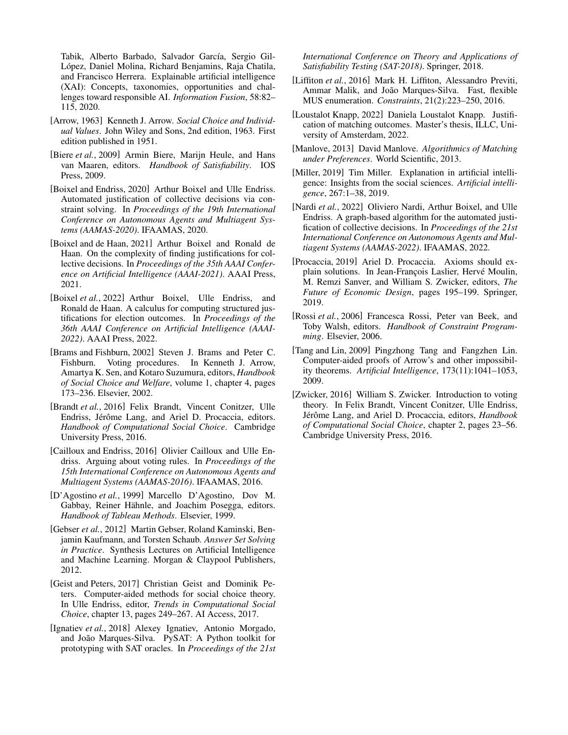Tabik, Alberto Barbado, Salvador García, Sergio Gil-López, Daniel Molina, Richard Benjamins, Raja Chatila, and Francisco Herrera. Explainable artificial intelligence (XAI): Concepts, taxonomies, opportunities and challenges toward responsible AI. *Information Fusion*, 58:82–115, 2020.

[Arrow, 1963] Kenneth J. Arrow. *Social Choice and Individual Values*. John Wiley and Sons, 2nd edition, 1963. First edition published in 1951.

[Biere *et al.*, 2009] Armin Biere, Marijn Heule, and Hans van Maaren, editors. *Handbook of Satisfiability*. IOS Press, 2009.

[Boixel and Endriss, 2020] Arthur Boixel and Ulle Endriss. Automated justification of collective decisions via constraint solving. In *Proceedings of the 19th International Conference on Autonomous Agents and Multiagent Systems (AAMAS-2020)*. IFAAMAS, 2020.

[Boixel and de Haan, 2021] Arthur Boixel and Ronald de Haan. On the complexity of finding justifications for collective decisions. In *Proceedings of the 35th AAAI Conference on Artificial Intelligence (AAAI-2021)*. AAAI Press, 2021.

[Boixel *et al.*, 2022] Arthur Boixel, Ulle Endriss, and Ronald de Haan. A calculus for computing structured justifications for election outcomes. In *Proceedings of the 36th AAAI Conference on Artificial Intelligence (AAAI-2022)*. AAAI Press, 2022.

[Brams and Fishburn, 2002] Steven J. Brams and Peter C. Fishburn. Voting procedures. In Kenneth J. Arrow, Amartya K. Sen, and Kotaro Suzumura, editors, *Handbook of Social Choice and Welfare*, volume 1, chapter 4, pages 173–236. Elsevier, 2002.

[Brandt *et al.*, 2016] Felix Brandt, Vincent Conitzer, Ulle Endriss, Jérôme Lang, and Ariel D. Procaccia, editors. *Handbook of Computational Social Choice*. Cambridge University Press, 2016.

[Cailloux and Endriss, 2016] Olivier Cailloux and Ulle Endriss. Arguing about voting rules. In *Proceedings of the 15th International Conference on Autonomous Agents and Multiagent Systems (AAMAS-2016)*. IFAAMAS, 2016.

[D'Agostino *et al.*, 1999] Marcello D'Agostino, Dov M. Gabbay, Reiner Hähnle, and Joachim Posegga, editors. *Handbook of Tableau Methods*. Elsevier, 1999.

[Gebser *et al.*, 2012] Martin Gebser, Roland Kaminski, Benjamin Kaufmann, and Torsten Schaub. *Answer Set Solving in Practice*. Synthesis Lectures on Artificial Intelligence and Machine Learning. Morgan & Claypool Publishers, 2012.

[Geist and Peters, 2017] Christian Geist and Dominik Peters. Computer-aided methods for social choice theory. In Ulle Endriss, editor, *Trends in Computational Social Choice*, chapter 13, pages 249–267. AI Access, 2017.

[Ignatiev *et al.*, 2018] Alexey Ignatiev, Antonio Morgado, and João Marques-Silva. PySAT: A Python toolkit for prototyping with SAT oracles. In *Proceedings of the 21st International Conference on Theory and Applications of Satisfiability Testing (SAT-2018)*. Springer, 2018.

[Liffiton *et al.*, 2016] Mark H. Liffiton, Alessandro Previti, Ammar Malik, and João Marques-Silva. Fast, flexible MUS enumeration. *Constraints*, 21(2):223–250, 2016.

[Loustalot Knapp, 2022] Daniela Loustalot Knapp. Justification of matching outcomes. Master's thesis, ILLC, University of Amsterdam, 2022.

[Manlove, 2013] David Manlove. *Algorithmics of Matching under Preferences*. World Scientific, 2013.

[Miller, 2019] Tim Miller. Explanation in artificial intelligence: Insights from the social sciences. *Artificial intelligence*, 267:1–38, 2019.

[Nardi *et al.*, 2022] Oliviero Nardi, Arthur Boixel, and Ulle Endriss. A graph-based algorithm for the automated justification of collective decisions. In *Proceedings of the 21st International Conference on Autonomous Agents and Multiagent Systems (AAMAS-2022)*. IFAAMAS, 2022.

[Procaccia, 2019] Ariel D. Procaccia. Axioms should explain solutions. In Jean-François Laslier, Hervé Moulin, M. Remzi Sanver, and William S. Zwicker, editors, *The Future of Economic Design*, pages 195–199. Springer, 2019.

[Rossi *et al.*, 2006] Francesca Rossi, Peter van Beek, and Toby Walsh, editors. *Handbook of Constraint Programming*. Elsevier, 2006.

[Tang and Lin, 2009] Pingzhong Tang and Fangzhen Lin. Computer-aided proofs of Arrow's and other impossibility theorems. *Artificial Intelligence*, 173(11):1041–1053, 2009.

[Zwicker, 2016] William S. Zwicker. Introduction to voting theory. In Felix Brandt, Vincent Conitzer, Ulle Endriss, Jérôme Lang, and Ariel D. Procaccia, editors, *Handbook of Computational Social Choice*, chapter 2, pages 23–56. Cambridge University Press, 2016.